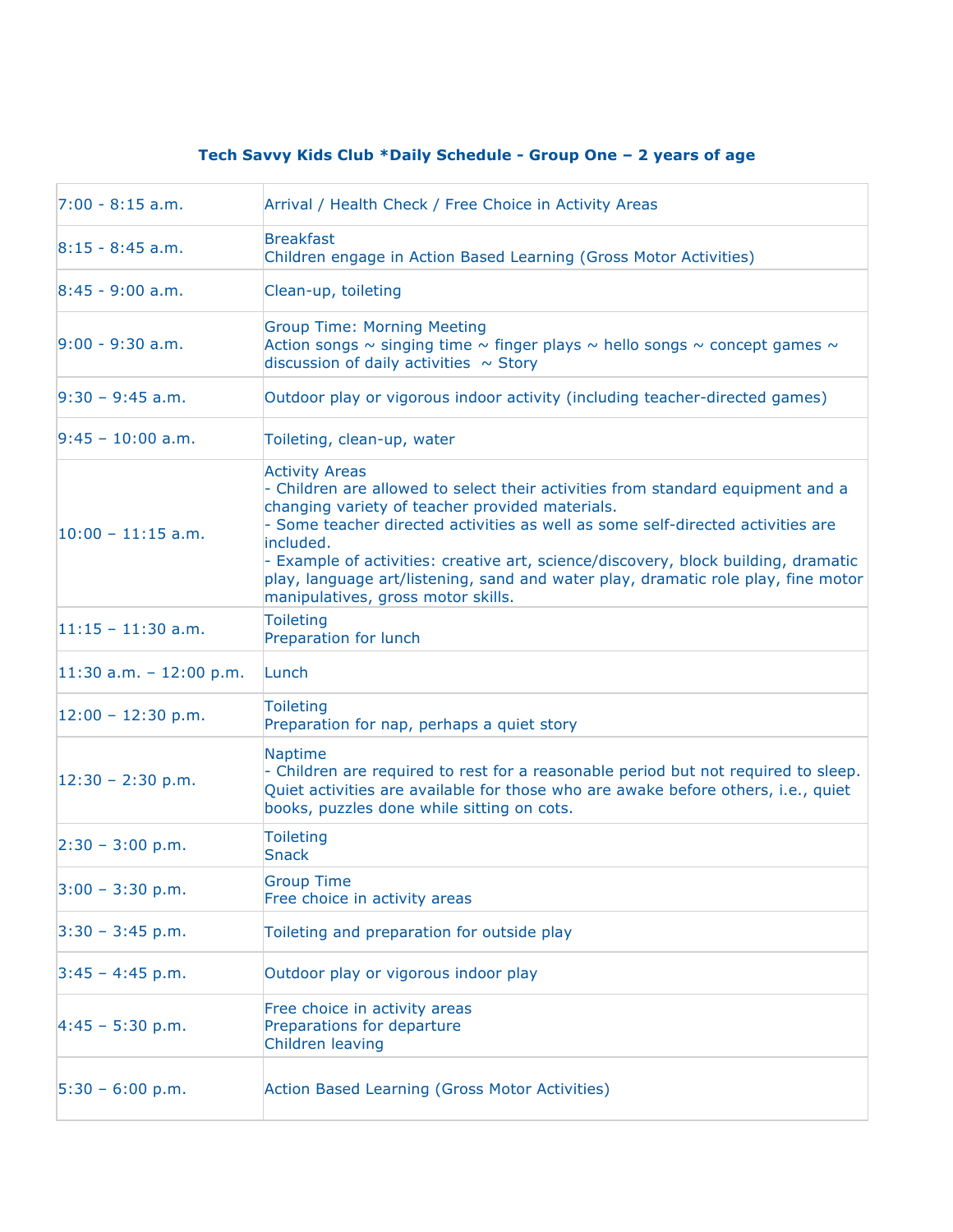**Tech Savvy Kids Club *Daily Schedule - Group One – 2 years of age**

| | |
|---|---|
| 7:00 - 8:15 a.m. | Arrival / Health Check / Free Choice in Activity Areas |
| 8:15 - 8:45 a.m. | Breakfast<br>Children engage in Action Based Learning (Gross Motor Activities) |
| 8:45 - 9:00 a.m. | Clean-up, toileting |
| 9:00 - 9:30 a.m. | Group Time: Morning Meeting<br>Action songs ~ singing time ~ finger plays ~ hello songs ~ concept games ~ discussion of daily activities ~ Story |
| 9:30 – 9:45 a.m. | Outdoor play or vigorous indoor activity (including teacher-directed games) |
| 9:45 – 10:00 a.m. | Toileting, clean-up, water |
| 10:00 – 11:15 a.m. | Activity Areas<br>- Children are allowed to select their activities from standard equipment and a changing variety of teacher provided materials.<br>- Some teacher directed activities as well as some self-directed activities are included.<br>- Example of activities: creative art, science/discovery, block building, dramatic play, language art/listening, sand and water play, dramatic role play, fine motor manipulatives, gross motor skills. |
| 11:15 – 11:30 a.m. | Toileting<br>Preparation for lunch |
| 11:30 a.m. – 12:00 p.m. | Lunch |
| 12:00 – 12:30 p.m. | Toileting<br>Preparation for nap, perhaps a quiet story |
| 12:30 – 2:30 p.m. | Naptime<br>- Children are required to rest for a reasonable period but not required to sleep. Quiet activities are available for those who are awake before others, i.e., quiet books, puzzles done while sitting on cots. |
| 2:30 – 3:00 p.m. | Toileting<br>Snack |
| 3:00 – 3:30 p.m. | Group Time<br>Free choice in activity areas |
| 3:30 – 3:45 p.m. | Toileting and preparation for outside play |
| 3:45 – 4:45 p.m. | Outdoor play or vigorous indoor play |
| 4:45 – 5:30 p.m. | Free choice in activity areas<br>Preparations for departure<br>Children leaving |
| 5:30 – 6:00 p.m. | Action Based Learning (Gross Motor Activities) |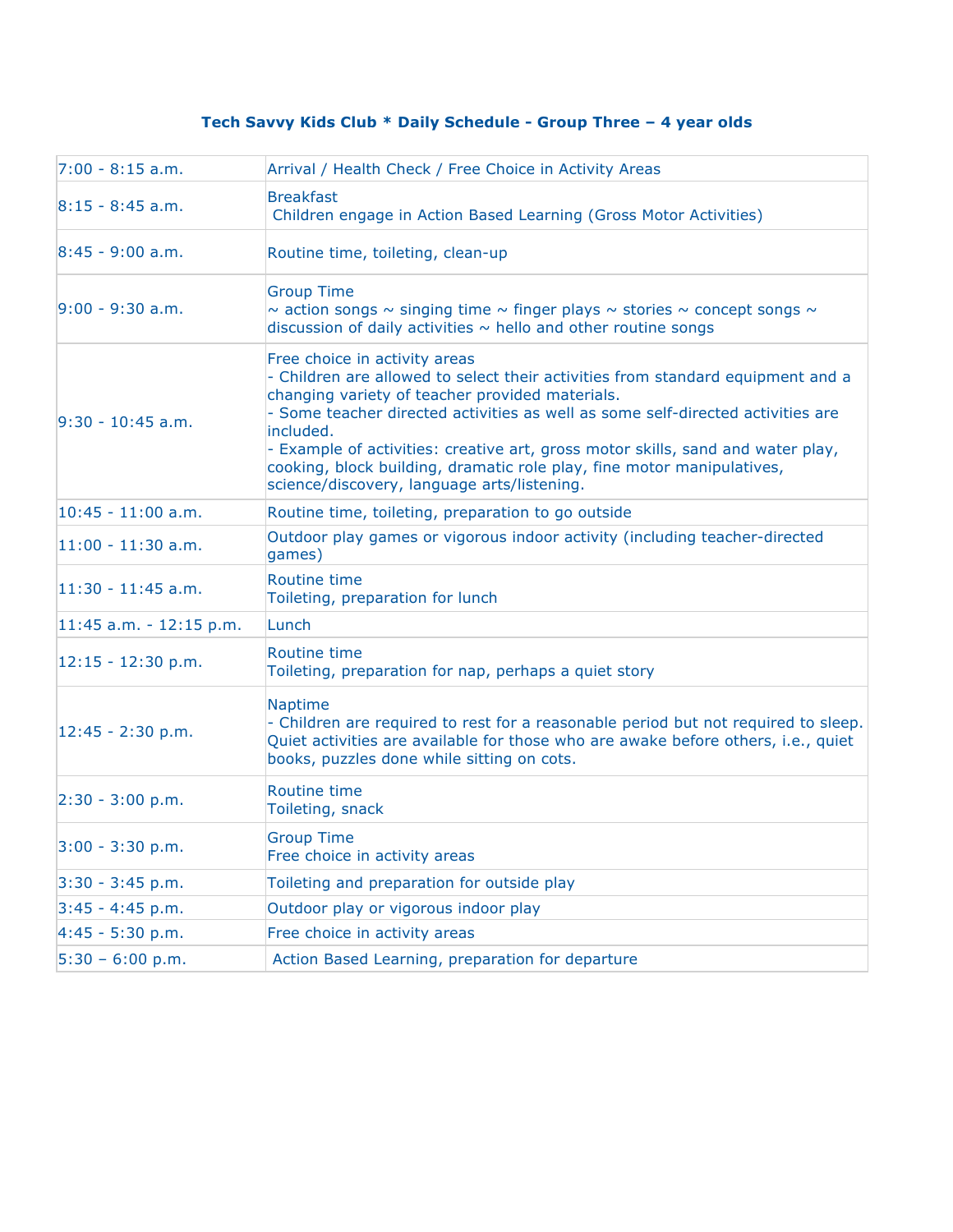**Tech Savvy Kids Club * Daily Schedule - Group Three – 4 year olds**

| Time | Activity |
|---|---|
| 7:00 - 8:15 a.m. | Arrival / Health Check / Free Choice in Activity Areas |
| 8:15 - 8:45 a.m. | Breakfast<br>Children engage in Action Based Learning (Gross Motor Activities) |
| 8:45 - 9:00 a.m. | Routine time, toileting, clean-up |
| 9:00 - 9:30 a.m. | Group Time<br>~ action songs ~ singing time ~ finger plays ~ stories ~ concept songs ~ discussion of daily activities ~ hello and other routine songs |
| 9:30 - 10:45 a.m. | Free choice in activity areas<br>- Children are allowed to select their activities from standard equipment and a changing variety of teacher provided materials.<br>- Some teacher directed activities as well as some self-directed activities are included.<br>- Example of activities: creative art, gross motor skills, sand and water play, cooking, block building, dramatic role play, fine motor manipulatives, science/discovery, language arts/listening. |
| 10:45 - 11:00 a.m. | Routine time, toileting, preparation to go outside |
| 11:00 - 11:30 a.m. | Outdoor play games or vigorous indoor activity (including teacher-directed games) |
| 11:30 - 11:45 a.m. | Routine time<br>Toileting, preparation for lunch |
| 11:45 a.m. - 12:15 p.m. | Lunch |
| 12:15 - 12:30 p.m. | Routine time<br>Toileting, preparation for nap, perhaps a quiet story |
| 12:45 - 2:30 p.m. | Naptime<br>- Children are required to rest for a reasonable period but not required to sleep. Quiet activities are available for those who are awake before others, i.e., quiet books, puzzles done while sitting on cots. |
| 2:30 - 3:00 p.m. | Routine time<br>Toileting, snack |
| 3:00 - 3:30 p.m. | Group Time<br>Free choice in activity areas |
| 3:30 - 3:45 p.m. | Toileting and preparation for outside play |
| 3:45 - 4:45 p.m. | Outdoor play or vigorous indoor play |
| 4:45 - 5:30 p.m. | Free choice in activity areas |
| 5:30 – 6:00 p.m. | Action Based Learning, preparation for departure |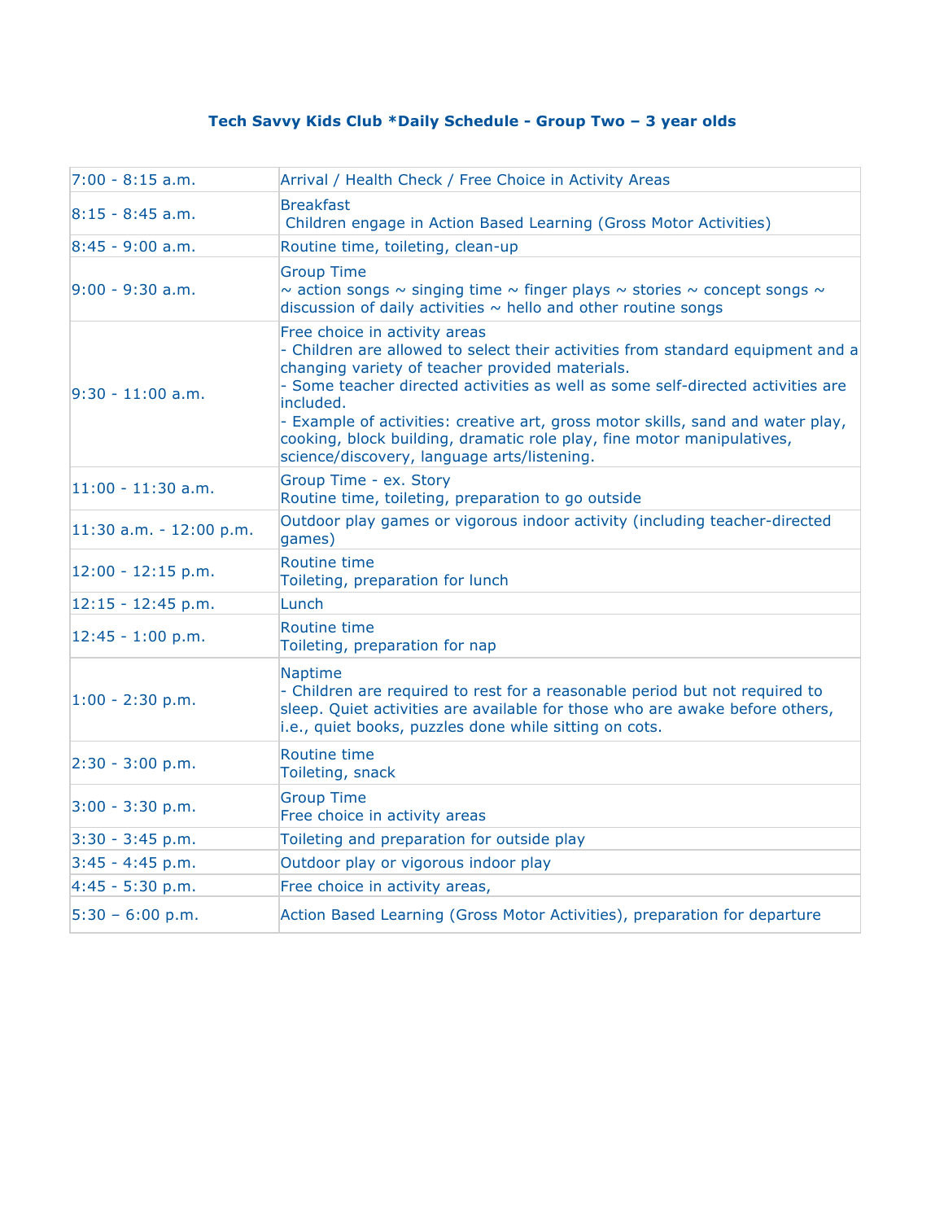### Tech Savvy Kids Club *Daily Schedule - Group Two – 3 year olds

| | |
|---|---|
| 7:00 - 8:15 a.m. | Arrival / Health Check / Free Choice in Activity Areas |
| 8:15 - 8:45 a.m. | Breakfast<br>Children engage in Action Based Learning (Gross Motor Activities) |
| 8:45 - 9:00 a.m. | Routine time, toileting, clean-up |
| 9:00 - 9:30 a.m. | Group Time<br>~ action songs ~ singing time ~ finger plays ~ stories ~ concept songs ~ discussion of daily activities ~ hello and other routine songs |
| 9:30 - 11:00 a.m. | Free choice in activity areas<br>- Children are allowed to select their activities from standard equipment and a changing variety of teacher provided materials.<br>- Some teacher directed activities as well as some self-directed activities are included.<br>- Example of activities: creative art, gross motor skills, sand and water play, cooking, block building, dramatic role play, fine motor manipulatives, science/discovery, language arts/listening. |
| 11:00 - 11:30 a.m. | Group Time - ex. Story<br>Routine time, toileting, preparation to go outside |
| 11:30 a.m. - 12:00 p.m. | Outdoor play games or vigorous indoor activity (including teacher-directed games) |
| 12:00 - 12:15 p.m. | Routine time<br>Toileting, preparation for lunch |
| 12:15 - 12:45 p.m. | Lunch |
| 12:45 - 1:00 p.m. | Routine time<br>Toileting, preparation for nap |
| 1:00 - 2:30 p.m. | Naptime<br>- Children are required to rest for a reasonable period but not required to sleep. Quiet activities are available for those who are awake before others, i.e., quiet books, puzzles done while sitting on cots. |
| 2:30 - 3:00 p.m. | Routine time<br>Toileting, snack |
| 3:00 - 3:30 p.m. | Group Time<br>Free choice in activity areas |
| 3:30 - 3:45 p.m. | Toileting and preparation for outside play |
| 3:45 - 4:45 p.m. | Outdoor play or vigorous indoor play |
| 4:45 - 5:30 p.m. | Free choice in activity areas, |
| 5:30 – 6:00 p.m. | Action Based Learning (Gross Motor Activities), preparation for departure |